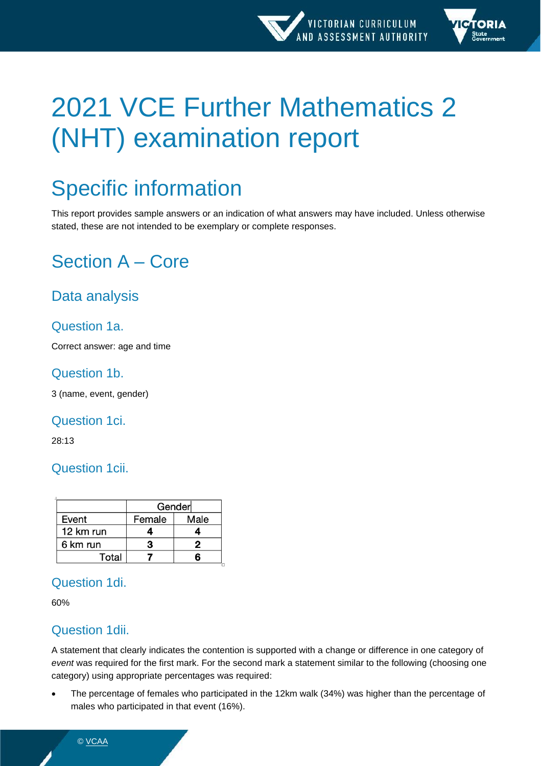# 2021 VCE Further Mathematics 2 (NHT) examination report

## Specific information

This report provides sample answers or an indication of what answers may have included. Unless otherwise stated, these are not intended to be exemplary or complete responses.

## Section A – Core

### Data analysis

#### Question 1a.

Correct answer: age and time

#### Question 1b.

3 (name, event, gender)

#### Question 1ci.

28:13

#### Question 1cii.

| | Gender | |
|---|---|---|
| Event | Female | Male |
| 12 km run | **4** | **4** |
| 6 km run | **3** | **2** |
| Total | **7** | **6** |

#### Question 1di.

60%

#### Question 1dii.

A statement that clearly indicates the contention is supported with a change or difference in one category of *event* was required for the first mark. For the second mark a statement similar to the following (choosing one category) using appropriate percentages was required:

- The percentage of females who participated in the 12km walk (34%) was higher than the percentage of males who participated in that event (16%).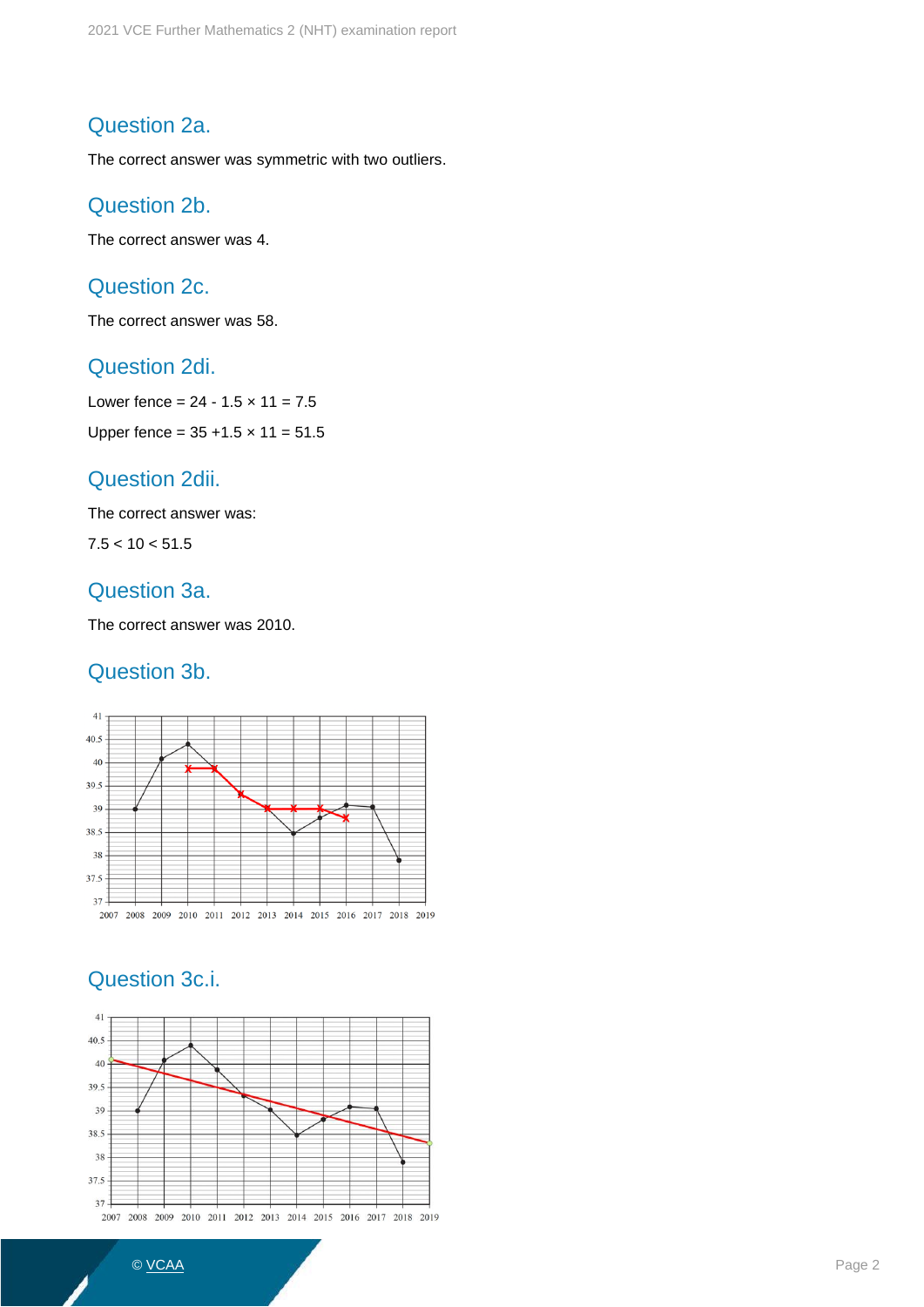## Question 2a.

The correct answer was symmetric with two outliers.

## Question 2b.

The correct answer was 4.

## Question 2c.

The correct answer was 58.

## Question 2di.

Lower fence = 24 - 1.5 × 11 = 7.5

Upper fence = 35 +1.5 × 11 = 51.5

## Question 2dii.

The correct answer was:

7.5 < 10 < 51.5

## Question 3a.

The correct answer was 2010.

## Question 3b.

## Question 3c.i.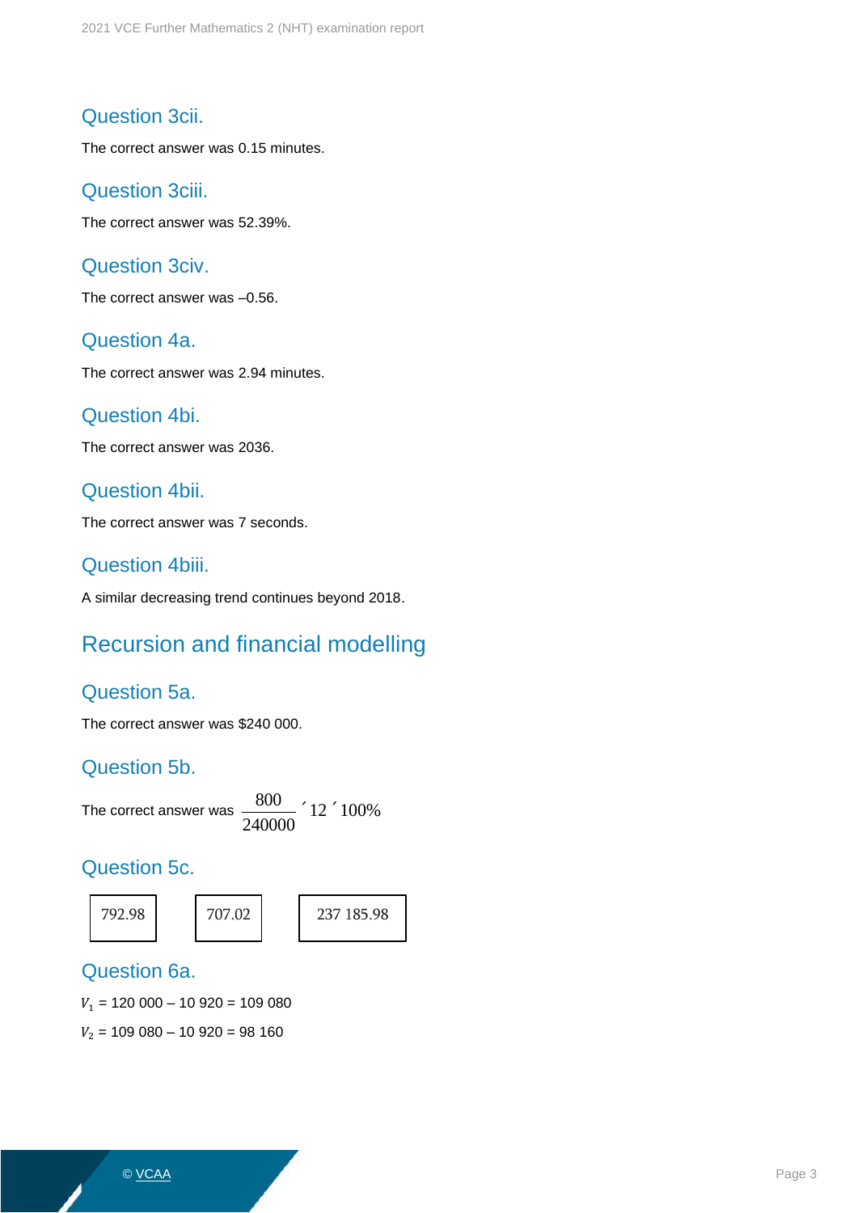## Question 3cii.

The correct answer was 0.15 minutes.

## Question 3ciii.

The correct answer was 52.39%.

## Question 3civ.

The correct answer was –0.56.

## Question 4a.

The correct answer was 2.94 minutes.

## Question 4bi.

The correct answer was 2036.

## Question 4bii.

The correct answer was 7 seconds.

## Question 4biii.

A similar decreasing trend continues beyond 2018.

# Recursion and financial modelling

## Question 5a.

The correct answer was $240 000.

## Question 5b.

The correct answer was $\frac{800}{240000} \times 12 \times 100\%$

## Question 5c.

| 792.98 | 707.02 | 237 185.98 |
|---|---|---|

## Question 6a.

$V_1$ = 120 000 – 10 920 = 109 080

$V_2$ = 109 080 – 10 920 = 98 160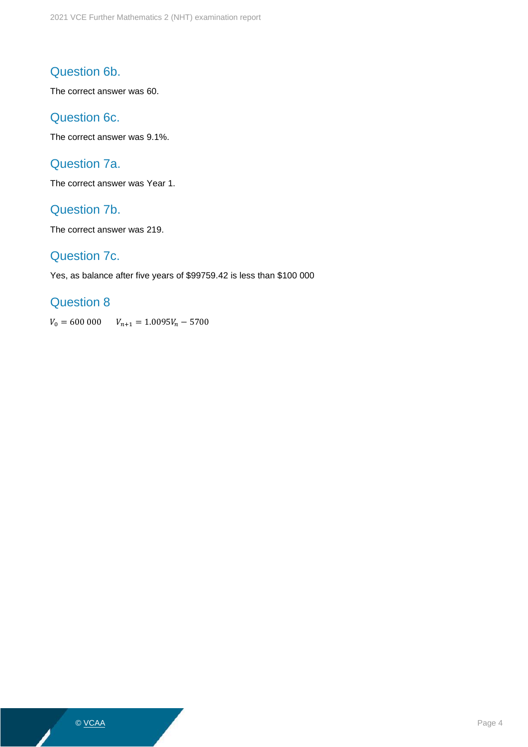## Question 6b.

The correct answer was 60.

## Question 6c.

The correct answer was 9.1%.

## Question 7a.

The correct answer was Year 1.

## Question 7b.

The correct answer was 219.

## Question 7c.

Yes, as balance after five years of $99759.42 is less than $100 000

## Question 8

$V_0 = 600\,000 \qquad V_{n+1} = 1.0095V_n - 5700$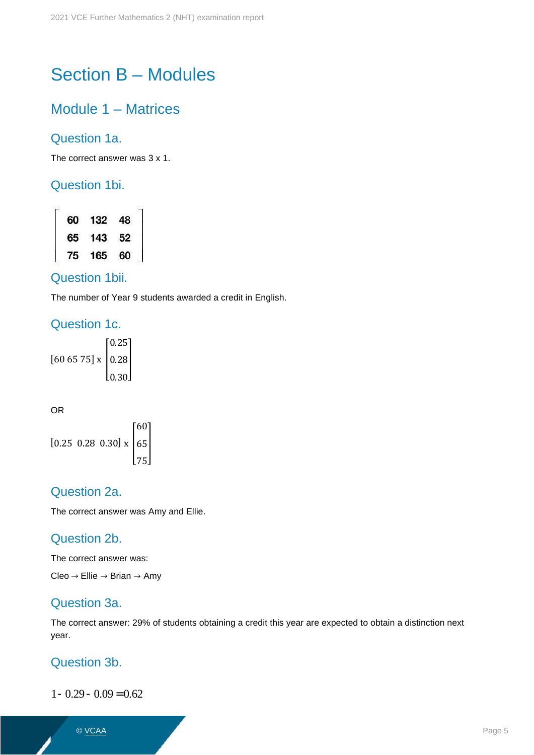# Section B – Modules

## Module 1 – Matrices

### Question 1a.

The correct answer was 3 x 1.

### Question 1bi.

$$\begin{bmatrix} 60 & 132 & 48 \\ 65 & 143 & 52 \\ 75 & 165 & 60 \end{bmatrix}$$

### Question 1bii.

The number of Year 9 students awarded a credit in English.

### Question 1c.

$$[60\ 65\ 75] \times \begin{bmatrix} 0.25 \\ 0.28 \\ 0.30 \end{bmatrix}$$

OR

$$[0.25\ \ 0.28\ \ 0.30] \times \begin{bmatrix} 60 \\ 65 \\ 75 \end{bmatrix}$$

### Question 2a.

The correct answer was Amy and Ellie.

### Question 2b.

The correct answer was:

Cleo → Ellie → Brian → Amy

### Question 3a.

The correct answer: 29% of students obtaining a credit this year are expected to obtain a distinction next year.

### Question 3b.

$$1 - 0.29 - 0.09 = 0.62$$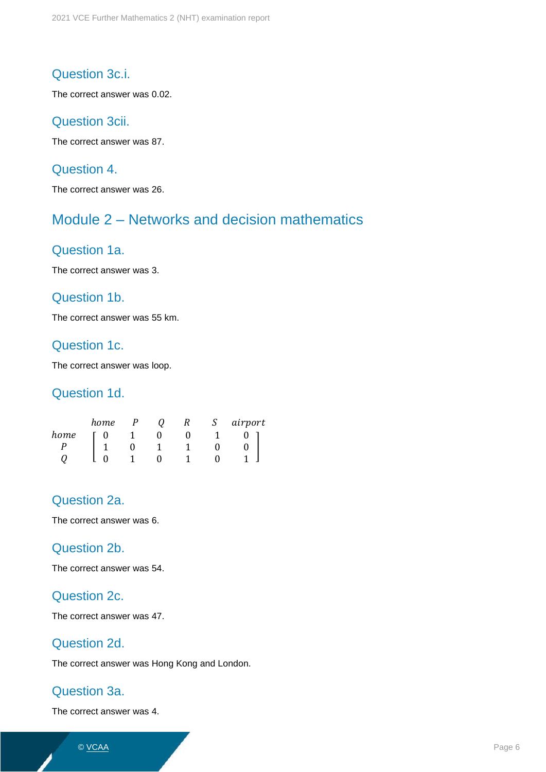### Question 3c.i.

The correct answer was 0.02.

### Question 3cii.

The correct answer was 87.

### Question 4.

The correct answer was 26.

## Module 2 – Networks and decision mathematics

### Question 1a.

The correct answer was 3.

### Question 1b.

The correct answer was 55 km.

### Question 1c.

The correct answer was loop.

### Question 1d.

$$
\begin{array}{c}
\\
home \\
P \\
Q
\end{array}
\begin{array}{c}
\begin{array}{cccccc} home & P & Q & R & S & airport \end{array} \\
\begin{bmatrix}
0 & 1 & 0 & 0 & 1 & 0 \\
1 & 0 & 1 & 1 & 0 & 0 \\
0 & 1 & 0 & 1 & 0 & 1
\end{bmatrix}
\end{array}
$$

### Question 2a.

The correct answer was 6.

### Question 2b.

The correct answer was 54.

### Question 2c.

The correct answer was 47.

### Question 2d.

The correct answer was Hong Kong and London.

### Question 3a.

The correct answer was 4.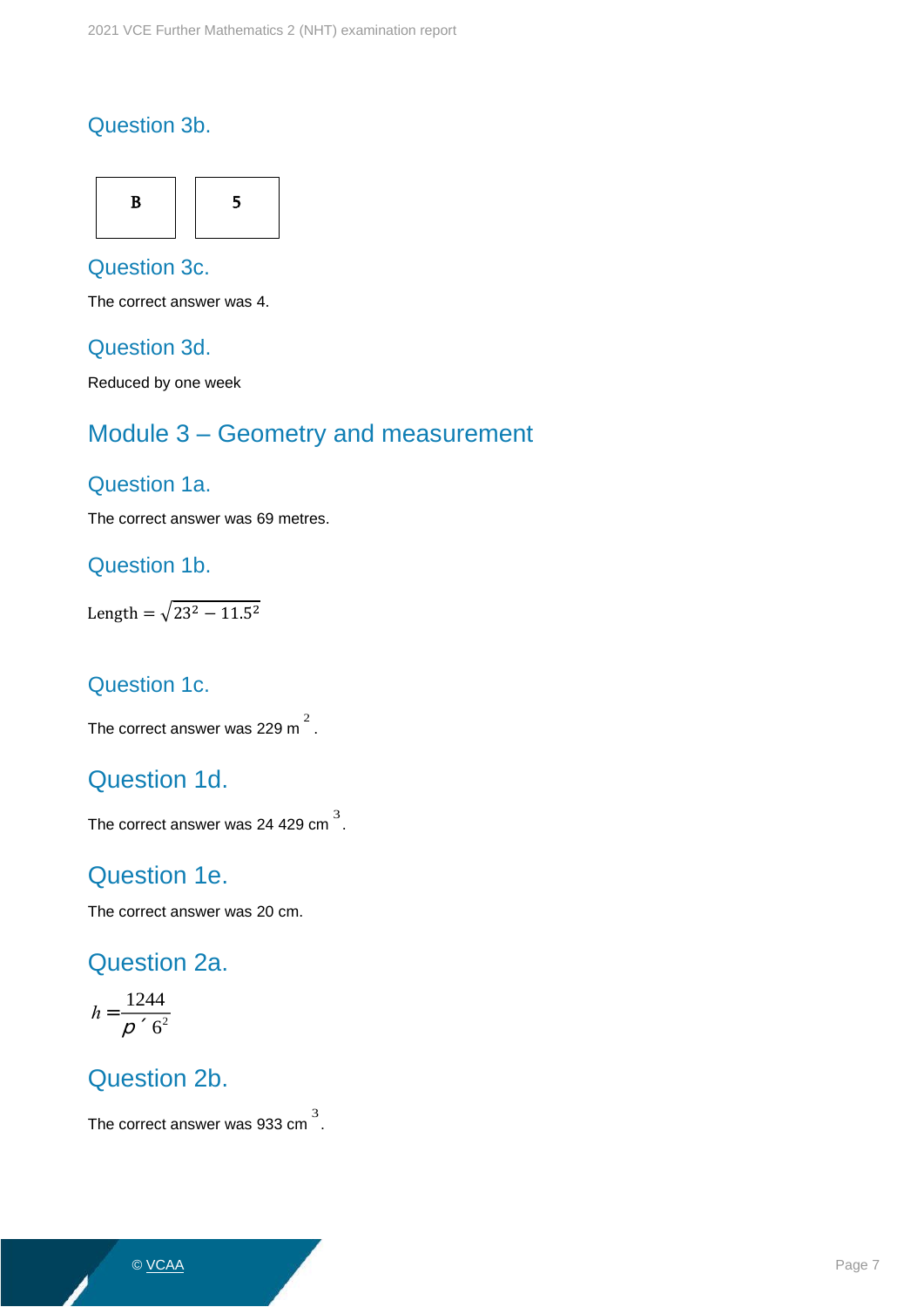## Question 3b.

| B | 5 |
|---|---|

## Question 3c.

The correct answer was 4.

## Question 3d.

Reduced by one week

# Module 3 – Geometry and measurement

## Question 1a.

The correct answer was 69 metres.

## Question 1b.

$$\text{Length} = \sqrt{23^2 - 11.5^2}$$

## Question 1c.

The correct answer was 229 m $^2$.

## Question 1d.

The correct answer was 24 429 cm $^3$.

## Question 1e.

The correct answer was 20 cm.

## Question 2a.

$$h = \frac{1244}{\pi \times 6^2}$$

## Question 2b.

The correct answer was 933 cm $^3$.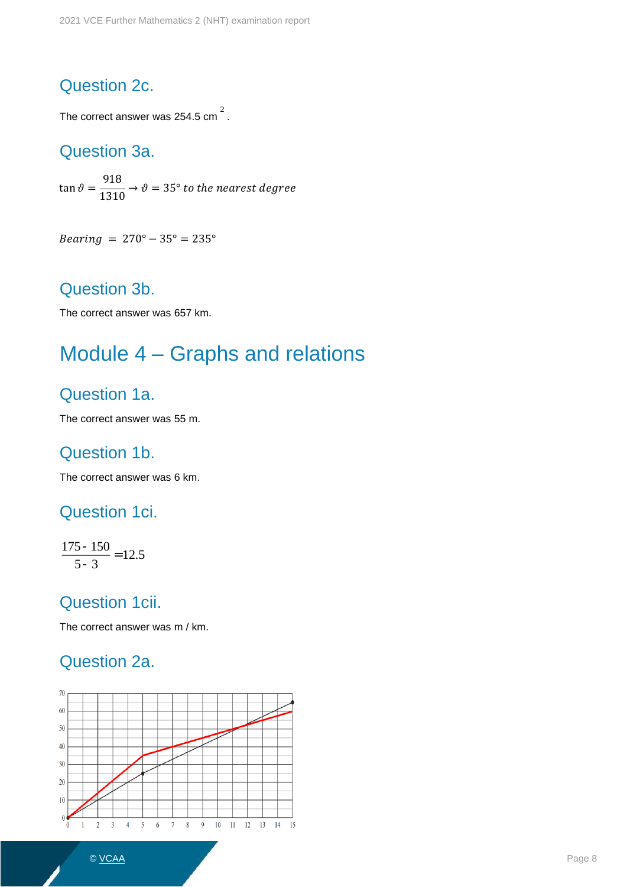## Question 2c.

The correct answer was 254.5 cm$^2$.

## Question 3a.

$$\tan\vartheta = \frac{918}{1310} \rightarrow \vartheta = 35° \textit{ to the nearest degree}$$

$$\textit{Bearing} = 270° - 35° = 235°$$

## Question 3b.

The correct answer was 657 km.

# Module 4 – Graphs and relations

## Question 1a.

The correct answer was 55 m.

## Question 1b.

The correct answer was 6 km.

## Question 1ci.

$$\frac{175 - 150}{5 - 3} = 12.5$$

## Question 1cii.

The correct answer was m / km.

## Question 2a.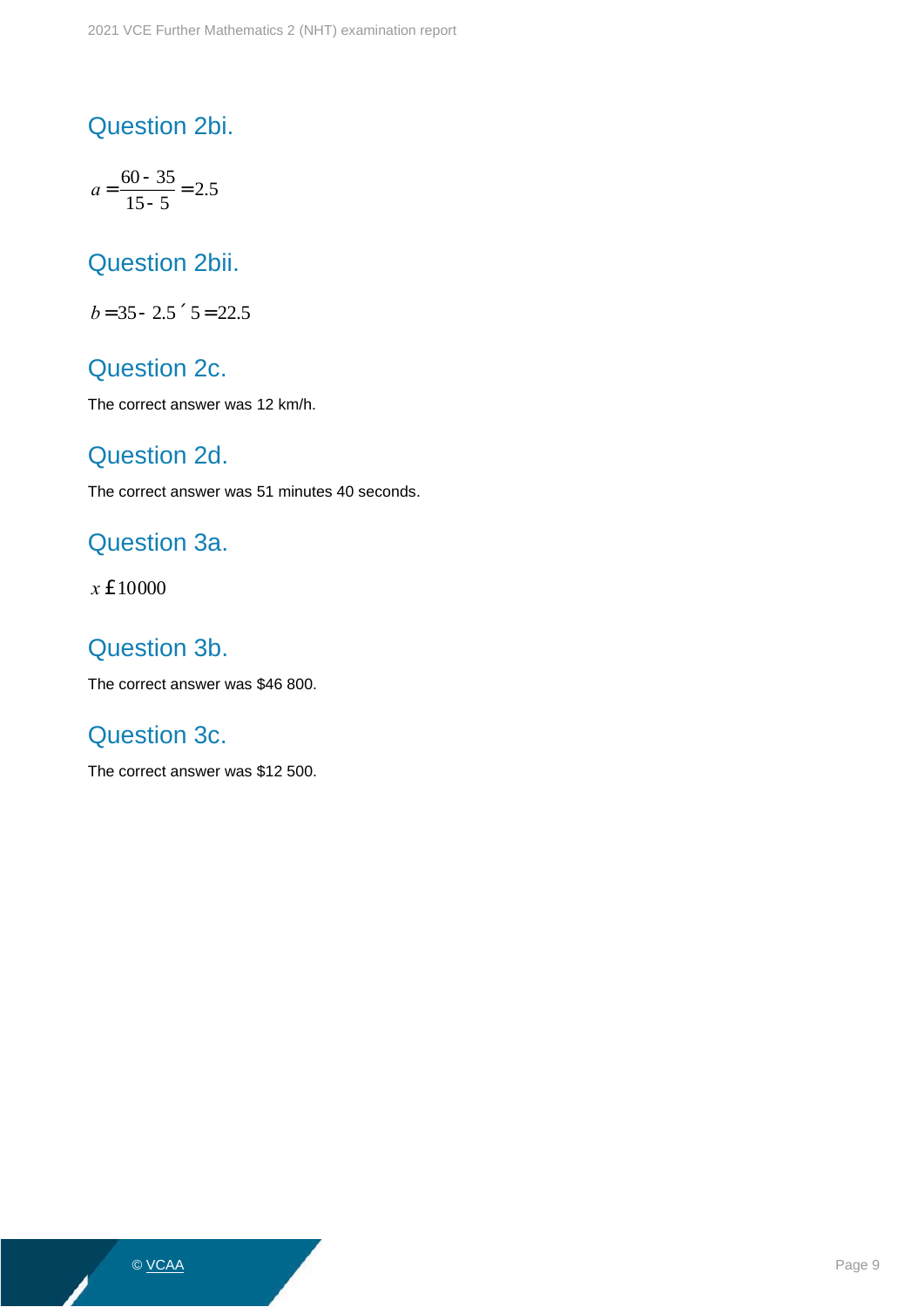## Question 2bi.

$$a = \frac{60 - 35}{15 - 5} = 2.5$$

## Question 2bii.

$$b = 35 - 2.5 \times 5 = 22.5$$

## Question 2c.

The correct answer was 12 km/h.

## Question 2d.

The correct answer was 51 minutes 40 seconds.

## Question 3a.

$$x \leq 10000$$

## Question 3b.

The correct answer was $46 800.

## Question 3c.

The correct answer was $12 500.